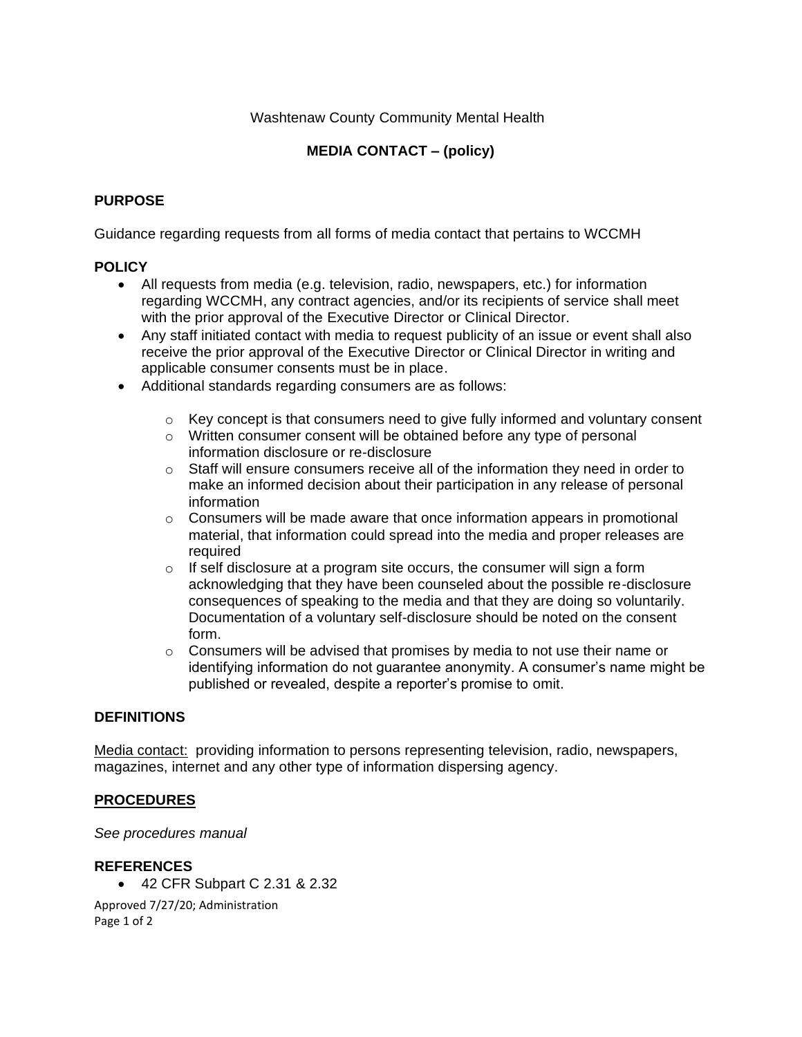Washtenaw County Community Mental Health

# MEDIA CONTACT – (policy)

## PURPOSE

Guidance regarding requests from all forms of media contact that pertains to WCCMH

## POLICY

- All requests from media (e.g. television, radio, newspapers, etc.) for information regarding WCCMH, any contract agencies, and/or its recipients of service shall meet with the prior approval of the Executive Director or Clinical Director.
- Any staff initiated contact with media to request publicity of an issue or event shall also receive the prior approval of the Executive Director or Clinical Director in writing and applicable consumer consents must be in place.
- Additional standards regarding consumers are as follows:
  - Key concept is that consumers need to give fully informed and voluntary consent
  - Written consumer consent will be obtained before any type of personal information disclosure or re-disclosure
  - Staff will ensure consumers receive all of the information they need in order to make an informed decision about their participation in any release of personal information
  - Consumers will be made aware that once information appears in promotional material, that information could spread into the media and proper releases are required
  - If self disclosure at a program site occurs, the consumer will sign a form acknowledging that they have been counseled about the possible re-disclosure consequences of speaking to the media and that they are doing so voluntarily. Documentation of a voluntary self-disclosure should be noted on the consent form.
  - Consumers will be advised that promises by media to not use their name or identifying information do not guarantee anonymity. A consumer's name might be published or revealed, despite a reporter's promise to omit.

## DEFINITIONS

Media contact: providing information to persons representing television, radio, newspapers, magazines, internet and any other type of information dispersing agency.

## PROCEDURES

*See procedures manual*

## REFERENCES

- 42 CFR Subpart C 2.31 & 2.32

Approved 7/27/20; Administration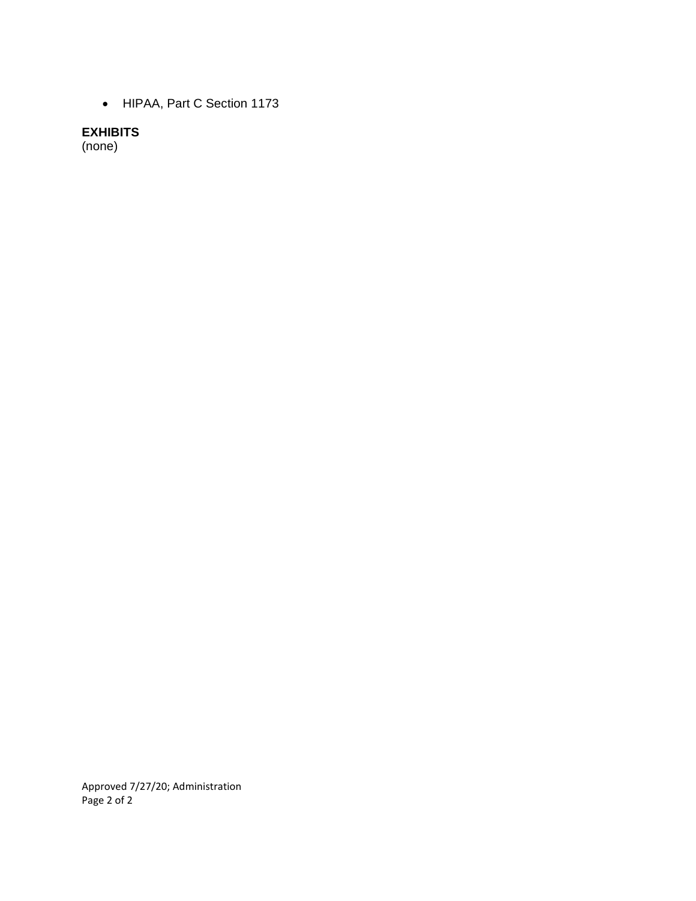- HIPAA, Part C Section 1173

**EXHIBITS**
(none)